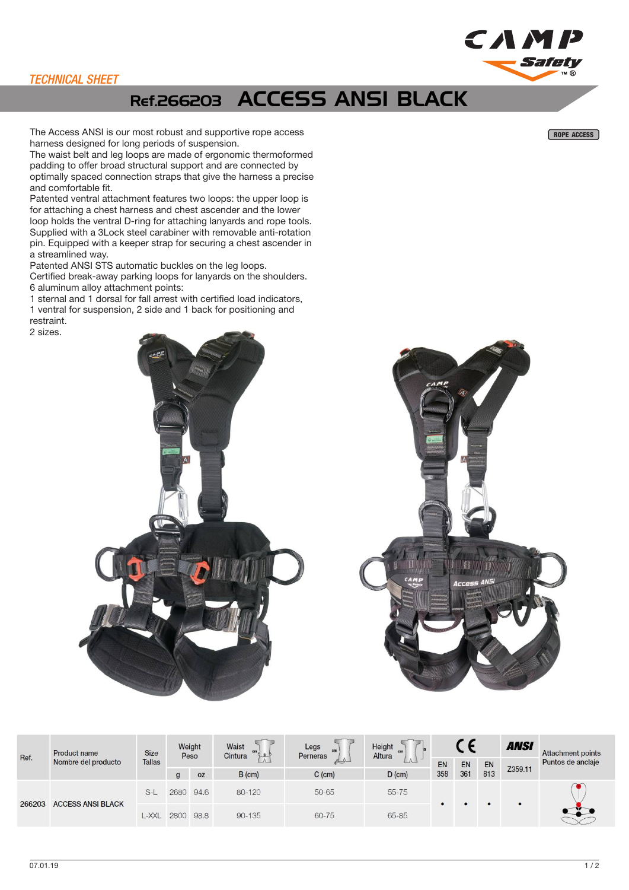*TECHNICAL SHEET*

# Ref.266203 ACCESS ANSI BLACK

ROPE ACCESS

The Access ANSI is our most robust and supportive rope access harness designed for long periods of suspension.
The waist belt and leg loops are made of ergonomic thermoformed padding to offer broad structural support and are connected by optimally spaced connection straps that give the harness a precise and comfortable fit.
Patented ventral attachment features two loops: the upper loop is for attaching a chest harness and chest ascender and the lower loop holds the ventral D-ring for attaching lanyards and rope tools. Supplied with a 3Lock steel carabiner with removable anti-rotation pin. Equipped with a keeper strap for securing a chest ascender in a streamlined way.
Patented ANSI STS automatic buckles on the leg loops.
Certified break-away parking loops for lanyards on the shoulders.
6 aluminum alloy attachment points:
1 sternal and 1 dorsal for fall arrest with certified load indicators, 1 ventral for suspension, 2 side and 1 back for positioning and restraint.
2 sizes.

| Ref. | Product name / Nombre del producto | Size / Tallas | Weight / Peso | | Waist / Cintura | Legs / Perneras | Height / Altura | CE | | | ANSI | Attachment points / Puntos de anclaje |
|---|---|---|---|---|---|---|---|---|---|---|---|---|
| | | | g | oz | B (cm) | C (cm) | D (cm) | EN 358 | EN 361 | EN 813 | Z359.11 | |
| 266203 | ACCESS ANSI BLACK | S-L | 2680 | 94.6 | 80-120 | 50-65 | 55-75 | • | • | • | • | |
| | | L-XXL | 2800 | 98.8 | 90-135 | 60-75 | 65-85 | | | | | |

07.01.19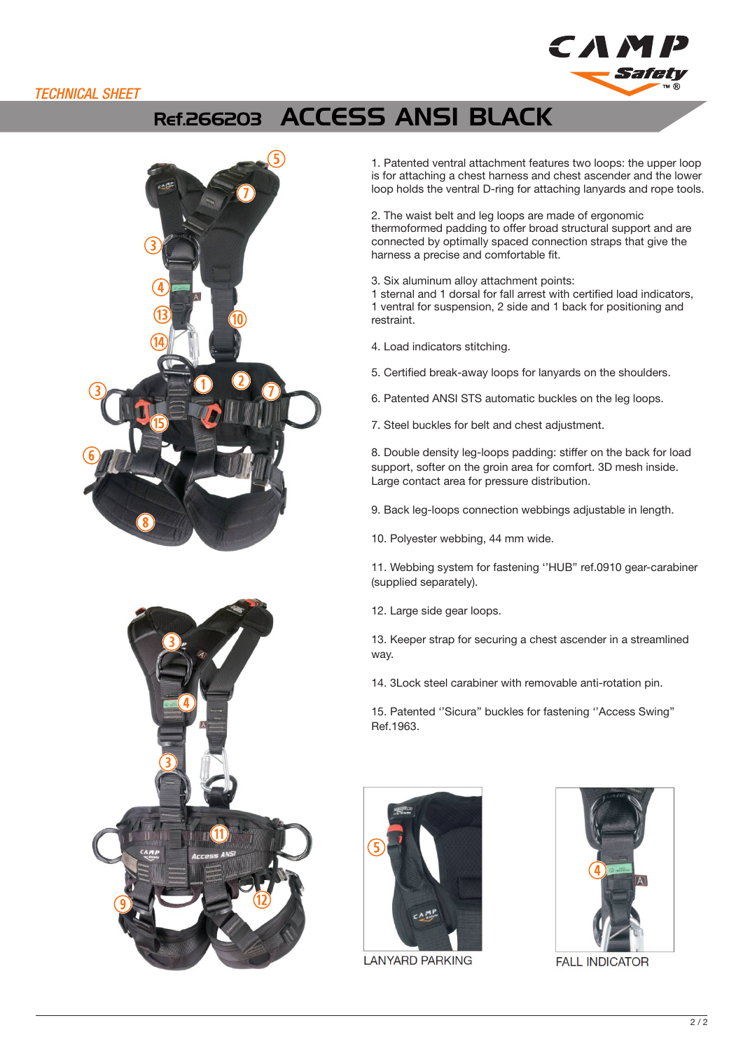TECHNICAL SHEET

# Ref.266203 ACCESS ANSI BLACK

1. Patented ventral attachment features two loops: the upper loop is for attaching a chest harness and chest ascender and the lower loop holds the ventral D-ring for attaching lanyards and rope tools.

2. The waist belt and leg loops are made of ergonomic thermoformed padding to offer broad structural support and are connected by optimally spaced connection straps that give the harness a precise and comfortable fit.

3. Six aluminum alloy attachment points:
1 sternal and 1 dorsal for fall arrest with certified load indicators, 1 ventral for suspension, 2 side and 1 back for positioning and restraint.

4. Load indicators stitching.

5. Certified break-away loops for lanyards on the shoulders.

6. Patented ANSI STS automatic buckles on the leg loops.

7. Steel buckles for belt and chest adjustment.

8. Double density leg-loops padding: stiffer on the back for load support, softer on the groin area for comfort. 3D mesh inside. Large contact area for pressure distribution.

9. Back leg-loops connection webbings adjustable in length.

10. Polyester webbing, 44 mm wide.

11. Webbing system for fastening ''HUB" ref.0910 gear-carabiner (supplied separately).

12. Large side gear loops.

13. Keeper strap for securing a chest ascender in a streamlined way.

14. 3Lock steel carabiner with removable anti-rotation pin.

15. Patented ''Sicura" buckles for fastening ''Access Swing" Ref.1963.

LANYARD PARKING

FALL INDICATOR